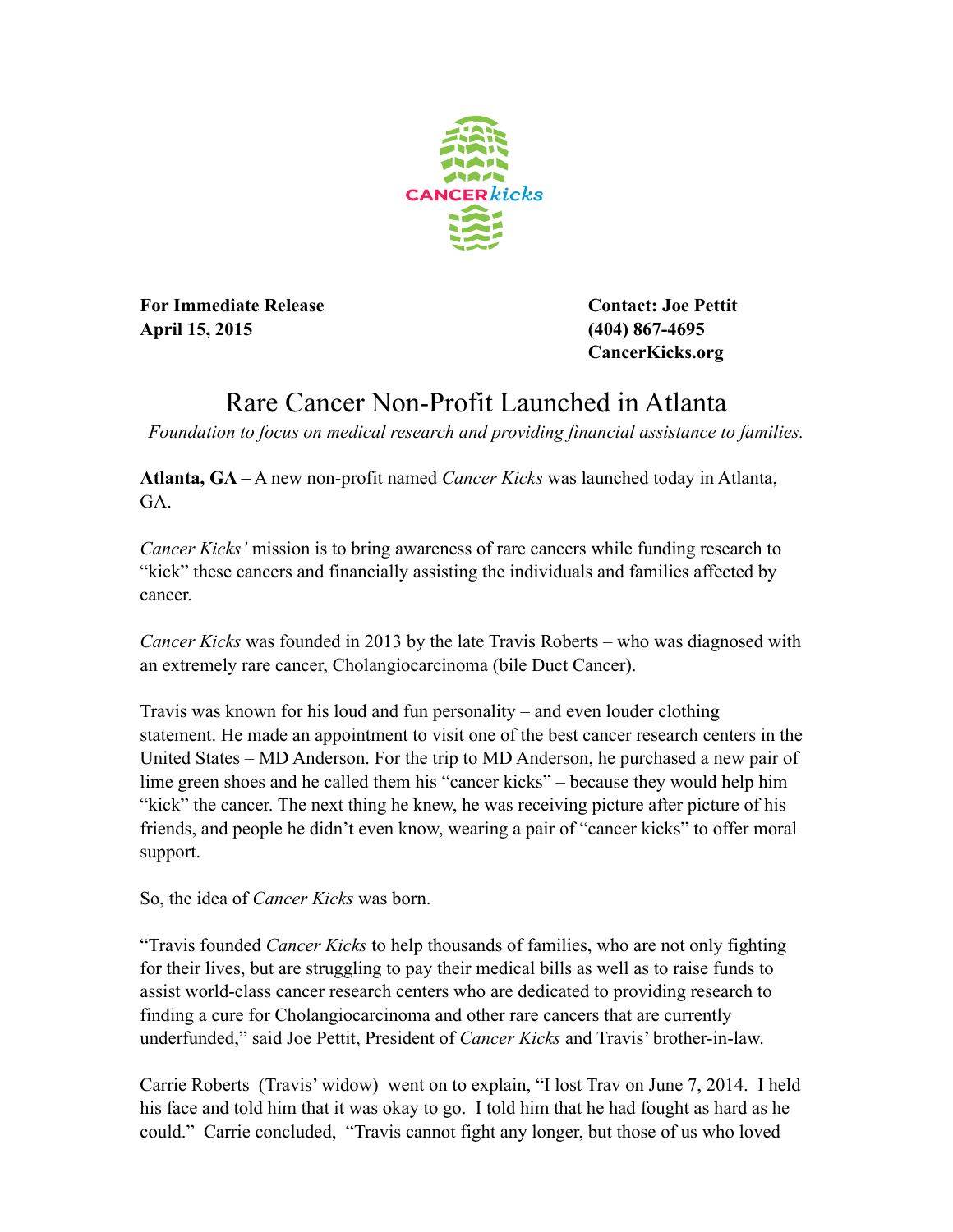CANCER*kicks*

**For Immediate Release**
**April 15, 2015**

**Contact: Joe Pettit**
**(404) 867-4695**
**CancerKicks.org**

# Rare Cancer Non-Profit Launched in Atlanta

*Foundation to focus on medical research and providing financial assistance to families.*

**Atlanta, GA –** A new non-profit named *Cancer Kicks* was launched today in Atlanta, GA.

*Cancer Kicks'* mission is to bring awareness of rare cancers while funding research to "kick" these cancers and financially assisting the individuals and families affected by cancer.

*Cancer Kicks* was founded in 2013 by the late Travis Roberts – who was diagnosed with an extremely rare cancer, Cholangiocarcinoma (bile Duct Cancer).

Travis was known for his loud and fun personality – and even louder clothing statement. He made an appointment to visit one of the best cancer research centers in the United States – MD Anderson. For the trip to MD Anderson, he purchased a new pair of lime green shoes and he called them his "cancer kicks" – because they would help him "kick" the cancer. The next thing he knew, he was receiving picture after picture of his friends, and people he didn't even know, wearing a pair of "cancer kicks" to offer moral support.

So, the idea of *Cancer Kicks* was born.

"Travis founded *Cancer Kicks* to help thousands of families, who are not only fighting for their lives, but are struggling to pay their medical bills as well as to raise funds to assist world-class cancer research centers who are dedicated to providing research to finding a cure for Cholangiocarcinoma and other rare cancers that are currently underfunded," said Joe Pettit, President of *Cancer Kicks* and Travis' brother-in-law.

Carrie Roberts (Travis' widow) went on to explain, "I lost Trav on June 7, 2014. I held his face and told him that it was okay to go. I told him that he had fought as hard as he could." Carrie concluded, "Travis cannot fight any longer, but those of us who loved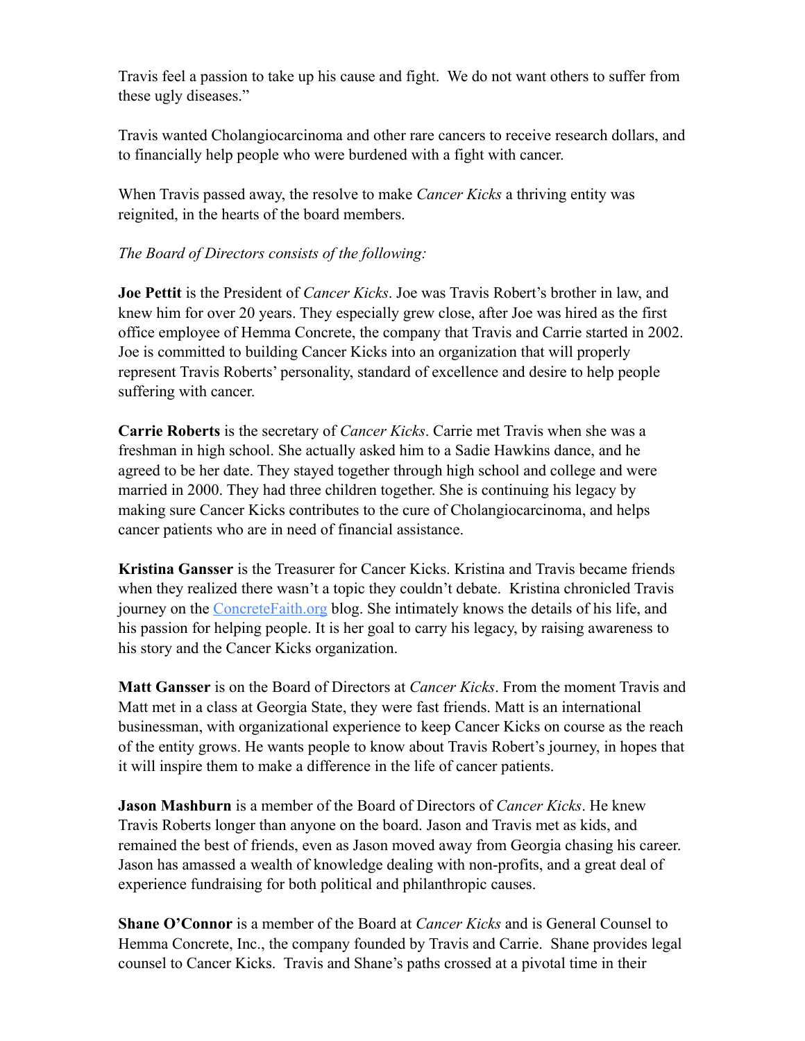Travis feel a passion to take up his cause and fight. We do not want others to suffer from these ugly diseases."

Travis wanted Cholangiocarcinoma and other rare cancers to receive research dollars, and to financially help people who were burdened with a fight with cancer.

When Travis passed away, the resolve to make *Cancer Kicks* a thriving entity was reignited, in the hearts of the board members.

*The Board of Directors consists of the following:*

**Joe Pettit** is the President of *Cancer Kicks*. Joe was Travis Robert's brother in law, and knew him for over 20 years. They especially grew close, after Joe was hired as the first office employee of Hemma Concrete, the company that Travis and Carrie started in 2002. Joe is committed to building Cancer Kicks into an organization that will properly represent Travis Roberts' personality, standard of excellence and desire to help people suffering with cancer.

**Carrie Roberts** is the secretary of *Cancer Kicks*. Carrie met Travis when she was a freshman in high school. She actually asked him to a Sadie Hawkins dance, and he agreed to be her date. They stayed together through high school and college and were married in 2000. They had three children together. She is continuing his legacy by making sure Cancer Kicks contributes to the cure of Cholangiocarcinoma, and helps cancer patients who are in need of financial assistance.

**Kristina Gansser** is the Treasurer for Cancer Kicks. Kristina and Travis became friends when they realized there wasn't a topic they couldn't debate. Kristina chronicled Travis journey on the [ConcreteFaith.org](ConcreteFaith.org) blog. She intimately knows the details of his life, and his passion for helping people. It is her goal to carry his legacy, by raising awareness to his story and the Cancer Kicks organization.

**Matt Gansser** is on the Board of Directors at *Cancer Kicks*. From the moment Travis and Matt met in a class at Georgia State, they were fast friends. Matt is an international businessman, with organizational experience to keep Cancer Kicks on course as the reach of the entity grows. He wants people to know about Travis Robert's journey, in hopes that it will inspire them to make a difference in the life of cancer patients.

**Jason Mashburn** is a member of the Board of Directors of *Cancer Kicks*. He knew Travis Roberts longer than anyone on the board. Jason and Travis met as kids, and remained the best of friends, even as Jason moved away from Georgia chasing his career. Jason has amassed a wealth of knowledge dealing with non-profits, and a great deal of experience fundraising for both political and philanthropic causes.

**Shane O'Connor** is a member of the Board at *Cancer Kicks* and is General Counsel to Hemma Concrete, Inc., the company founded by Travis and Carrie. Shane provides legal counsel to Cancer Kicks. Travis and Shane's paths crossed at a pivotal time in their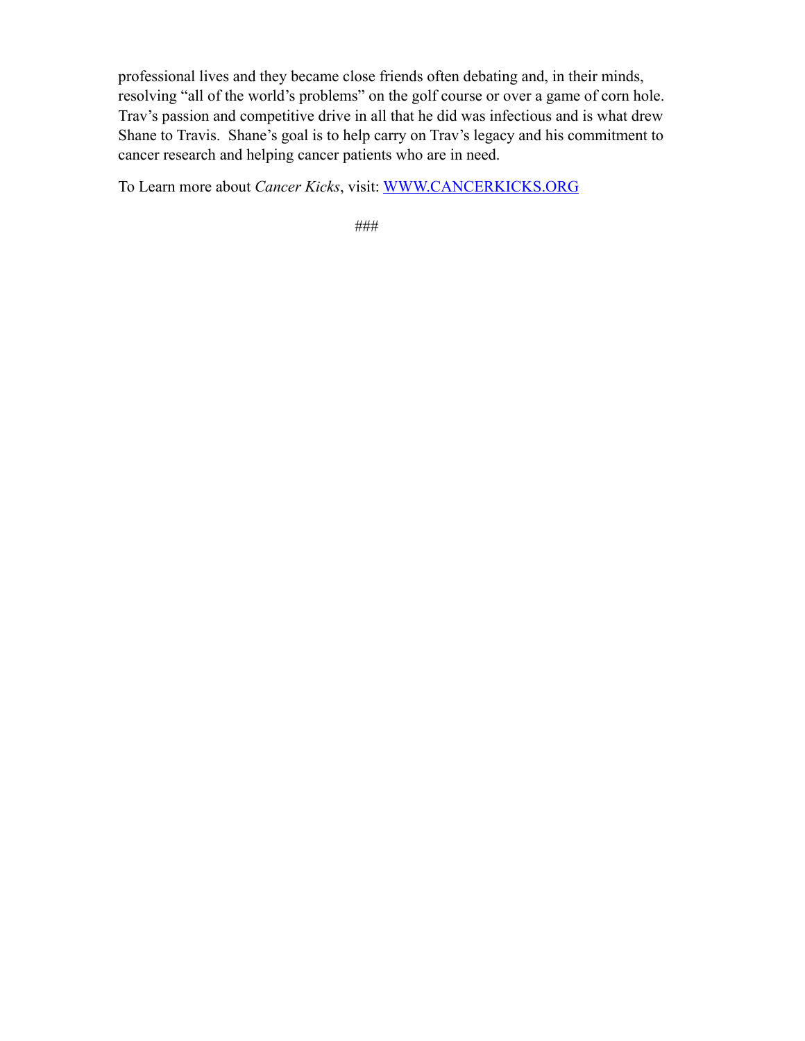professional lives and they became close friends often debating and, in their minds, resolving "all of the world's problems" on the golf course or over a game of corn hole. Trav's passion and competitive drive in all that he did was infectious and is what drew Shane to Travis. Shane's goal is to help carry on Trav's legacy and his commitment to cancer research and helping cancer patients who are in need.

To Learn more about *Cancer Kicks*, visit: [WWW.CANCERKICKS.ORG](http://WWW.CANCERKICKS.ORG)

###